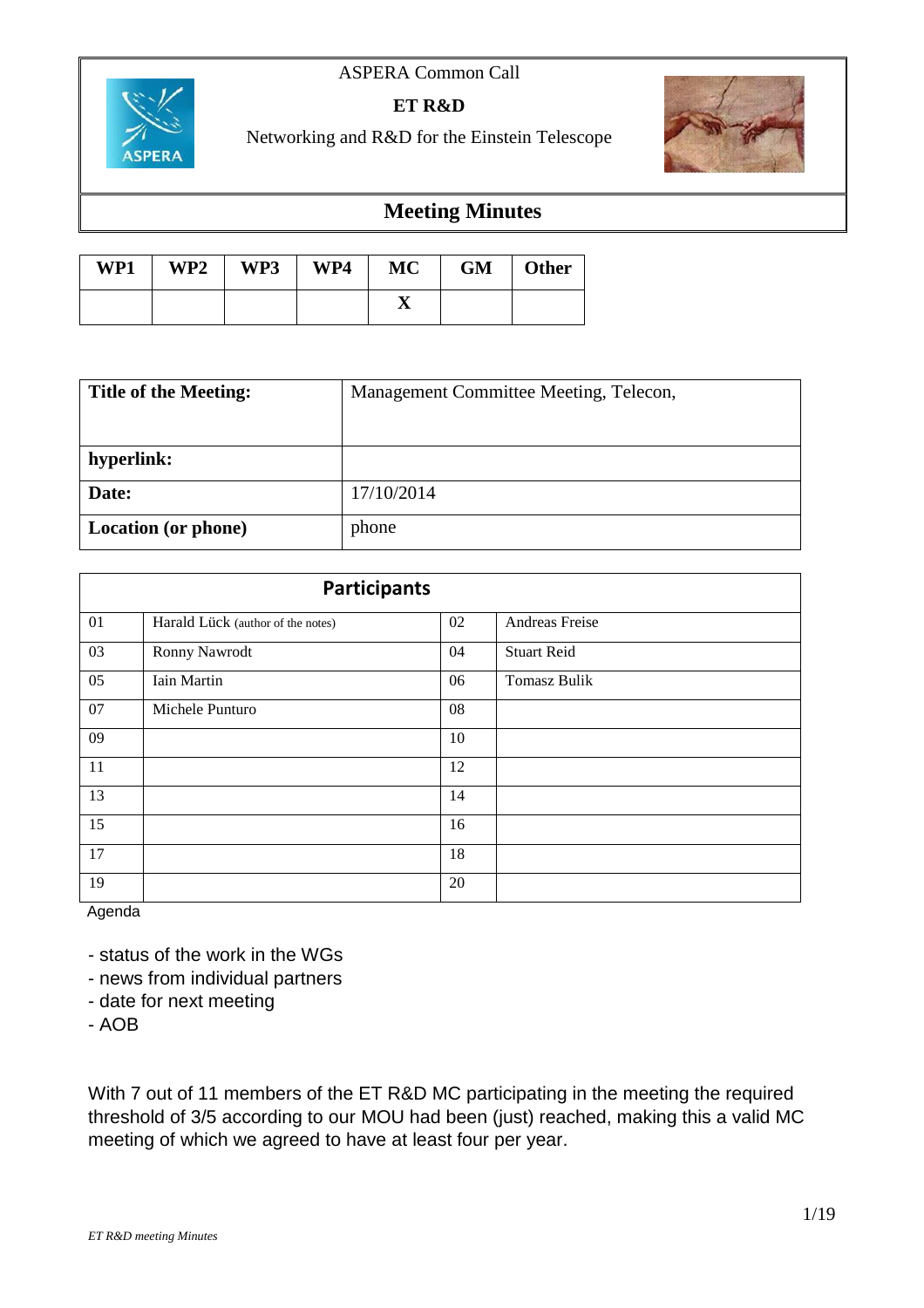ASPERA Common Call

**ET R&D**

Networking and R&D for the Einstein Telescope

# Meeting Minutes

| WP1 | WP2 | WP3 | WP4 | MC | GM | Other |
|---|---|---|---|---|---|---|
| | | | | X | | |

| **Title of the Meeting:** | Management Committee Meeting, Telecon, |
|---|---|
| **hyperlink:** | |
| **Date:** | 17/10/2014 |
| **Location (or phone)** | phone |

| **Participants** | | | |
|---|---|---|---|
| 01 | Harald Lück (author of the notes) | 02 | Andreas Freise |
| 03 | Ronny Nawrodt | 04 | Stuart Reid |
| 05 | Iain Martin | 06 | Tomasz Bulik |
| 07 | Michele Punturo | 08 | |
| 09 | | 10 | |
| 11 | | 12 | |
| 13 | | 14 | |
| 15 | | 16 | |
| 17 | | 18 | |
| 19 | | 20 | |

Agenda

- status of the work in the WGs
- news from individual partners
- date for next meeting
- AOB

With 7 out of 11 members of the ET R&D MC participating in the meeting the required threshold of 3/5 according to our MOU had been (just) reached, making this a valid MC meeting of which we agreed to have at least four per year.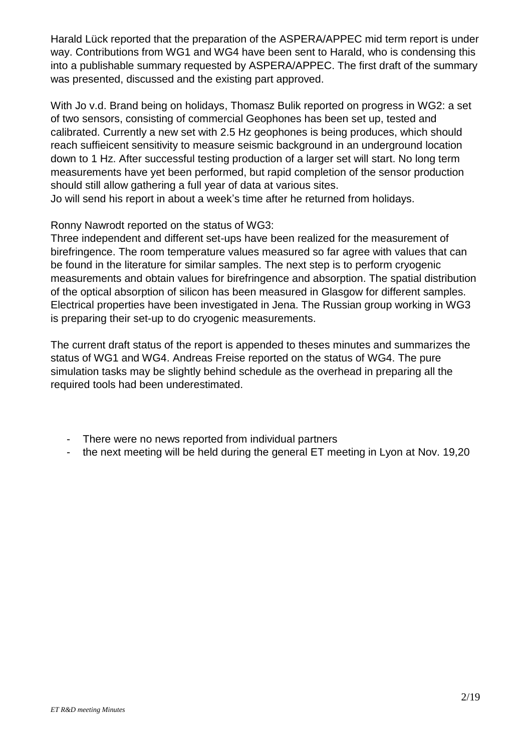Harald Lück reported that the preparation of the ASPERA/APPEC mid term report is under way. Contributions from WG1 and WG4 have been sent to Harald, who is condensing this into a publishable summary requested by ASPERA/APPEC. The first draft of the summary was presented, discussed and the existing part approved.

With Jo v.d. Brand being on holidays, Thomasz Bulik reported on progress in WG2: a set of two sensors, consisting of commercial Geophones has been set up, tested and calibrated. Currently a new set with 2.5 Hz geophones is being produces, which should reach suffieicent sensitivity to measure seismic background in an underground location down to 1 Hz. After successful testing production of a larger set will start. No long term measurements have yet been performed, but rapid completion of the sensor production should still allow gathering a full year of data at various sites.
Jo will send his report in about a week's time after he returned from holidays.

Ronny Nawrodt reported on the status of WG3:
Three independent and different set-ups have been realized for the measurement of birefringence. The room temperature values measured so far agree with values that can be found in the literature for similar samples. The next step is to perform cryogenic measurements and obtain values for birefringence and absorption. The spatial distribution of the optical absorption of silicon has been measured in Glasgow for different samples. Electrical properties have been investigated in Jena. The Russian group working in WG3 is preparing their set-up to do cryogenic measurements.

The current draft status of the report is appended to theses minutes and summarizes the status of WG1 and WG4. Andreas Freise reported on the status of WG4. The pure simulation tasks may be slightly behind schedule as the overhead in preparing all the required tools had been underestimated.

- There were no news reported from individual partners
- the next meeting will be held during the general ET meeting in Lyon at Nov. 19,20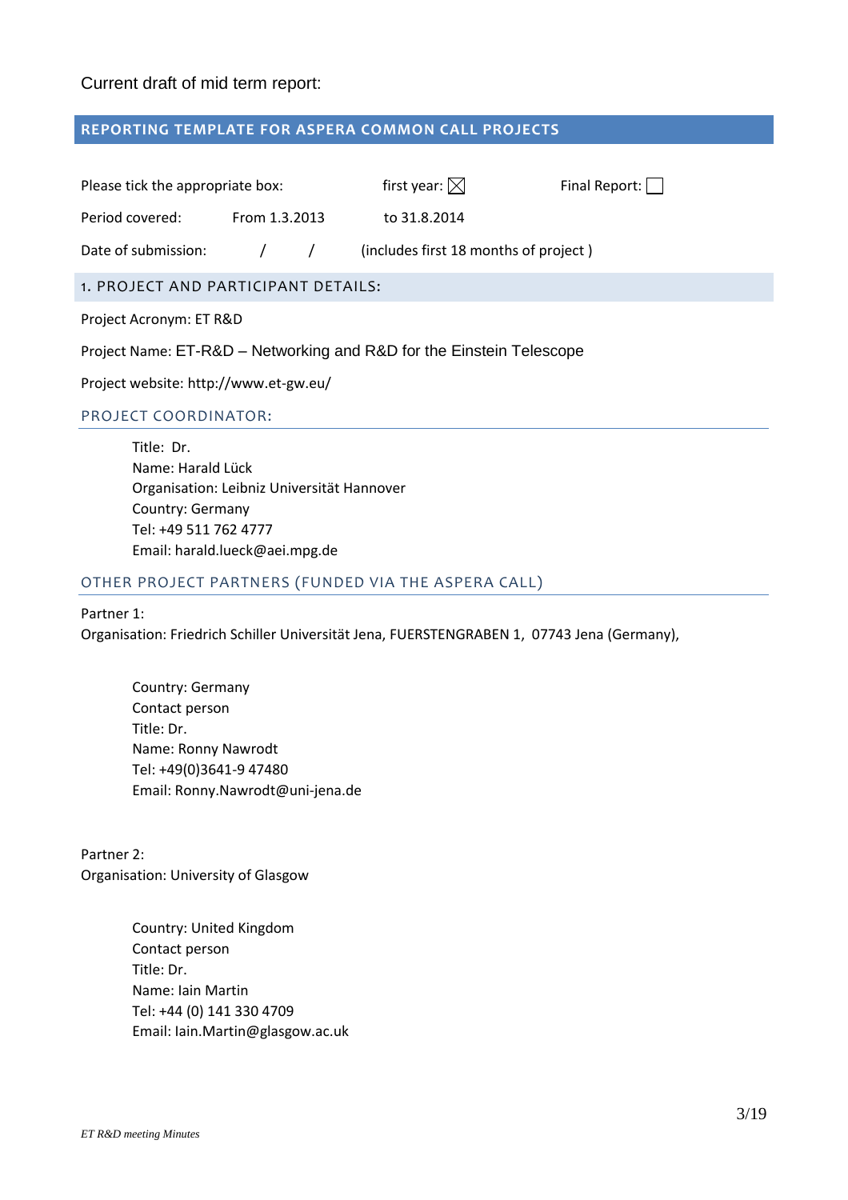Current draft of mid term report:

## REPORTING TEMPLATE FOR ASPERA COMMON CALL PROJECTS

Please tick the appropriate box: first year: ☒ Final Report: ☐

Period covered: From 1.3.2013 to 31.8.2014

Date of submission: / / (includes first 18 months of project )

### 1. PROJECT AND PARTICIPANT DETAILS:

Project Acronym: ET R&D

Project Name: ET-R&D – Networking and R&D for the Einstein Telescope

Project website: http://www.et-gw.eu/

#### PROJECT COORDINATOR:

Title: Dr.
Name: Harald Lück
Organisation: Leibniz Universität Hannover
Country: Germany
Tel: +49 511 762 4777
Email: harald.lueck@aei.mpg.de

#### OTHER PROJECT PARTNERS (FUNDED VIA THE ASPERA CALL)

Partner 1:
Organisation: Friedrich Schiller Universität Jena, FUERSTENGRABEN 1, 07743 Jena (Germany),

Country: Germany
Contact person
Title: Dr.
Name: Ronny Nawrodt
Tel: +49(0)3641-9 47480
Email: Ronny.Nawrodt@uni-jena.de

Partner 2:
Organisation: University of Glasgow

Country: United Kingdom
Contact person
Title: Dr.
Name: Iain Martin
Tel: +44 (0) 141 330 4709
Email: Iain.Martin@glasgow.ac.uk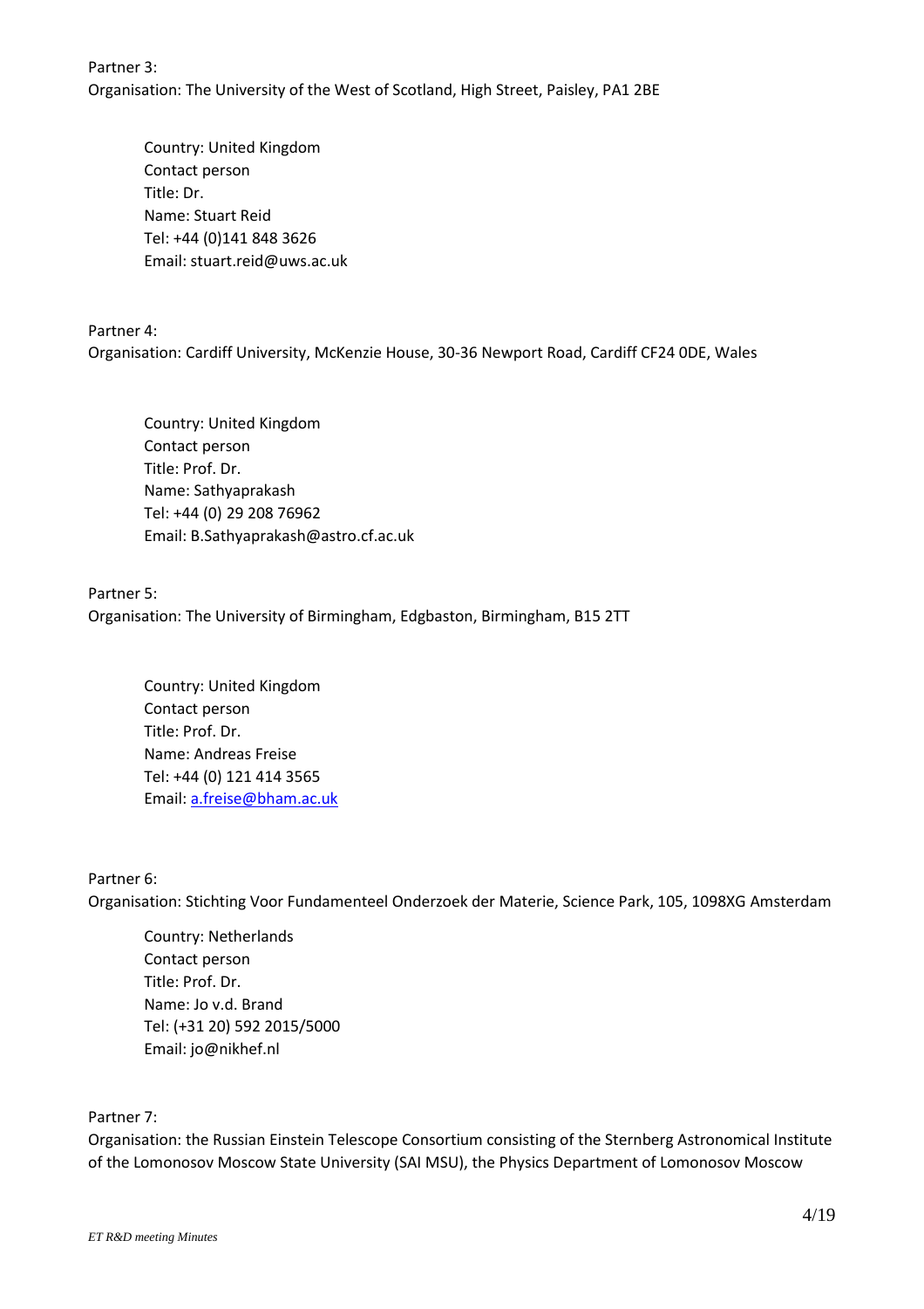Partner 3:
Organisation: The University of the West of Scotland, High Street, Paisley, PA1 2BE

Country: United Kingdom
Contact person
Title: Dr.
Name: Stuart Reid
Tel: +44 (0)141 848 3626
Email: stuart.reid@uws.ac.uk

Partner 4:
Organisation: Cardiff University, McKenzie House, 30-36 Newport Road, Cardiff CF24 0DE, Wales

Country: United Kingdom
Contact person
Title: Prof. Dr.
Name: Sathyaprakash
Tel: +44 (0) 29 208 76962
Email: B.Sathyaprakash@astro.cf.ac.uk

Partner 5:
Organisation: The University of Birmingham, Edgbaston, Birmingham, B15 2TT

Country: United Kingdom
Contact person
Title: Prof. Dr.
Name: Andreas Freise
Tel: +44 (0) 121 414 3565
Email: a.freise@bham.ac.uk

Partner 6:
Organisation: Stichting Voor Fundamenteel Onderzoek der Materie, Science Park, 105, 1098XG Amsterdam

Country: Netherlands
Contact person
Title: Prof. Dr.
Name: Jo v.d. Brand
Tel: (+31 20) 592 2015/5000
Email: jo@nikhef.nl

Partner 7:
Organisation: the Russian Einstein Telescope Consortium consisting of the Sternberg Astronomical Institute of the Lomonosov Moscow State University (SAI MSU), the Physics Department of Lomonosov Moscow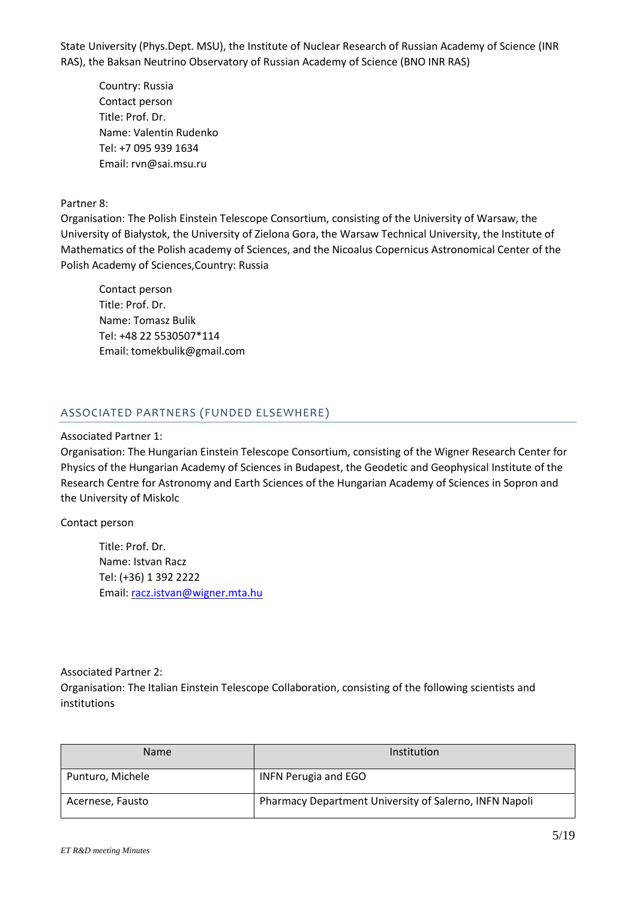State University (Phys.Dept. MSU), the Institute of Nuclear Research of Russian Academy of Science (INR RAS), the Baksan Neutrino Observatory of Russian Academy of Science (BNO INR RAS)

Country: Russia
Contact person
Title: Prof. Dr.
Name: Valentin Rudenko
Tel: +7 095 939 1634
Email: rvn@sai.msu.ru

Partner 8:
Organisation: The Polish Einstein Telescope Consortium, consisting of the University of Warsaw, the University of Białystok, the University of Zielona Gora, the Warsaw Technical University, the Institute of Mathematics of the Polish academy of Sciences, and the Nicoalus Copernicus Astronomical Center of the Polish Academy of Sciences,Country: Russia

Contact person
Title: Prof. Dr.
Name: Tomasz Bulik
Tel: +48 22 5530507*114
Email: tomekbulik@gmail.com

## ASSOCIATED PARTNERS (FUNDED ELSEWHERE)

Associated Partner 1:
Organisation: The Hungarian Einstein Telescope Consortium, consisting of the Wigner Research Center for Physics of the Hungarian Academy of Sciences in Budapest, the Geodetic and Geophysical Institute of the Research Centre for Astronomy and Earth Sciences of the Hungarian Academy of Sciences in Sopron and the University of Miskolc

Contact person

Title: Prof. Dr.
Name: Istvan Racz
Tel: (+36) 1 392 2222
Email: racz.istvan@wigner.mta.hu

Associated Partner 2:
Organisation: The Italian Einstein Telescope Collaboration, consisting of the following scientists and institutions

| Name | Institution |
| --- | --- |
| Punturo, Michele | INFN Perugia and EGO |
| Acernese, Fausto | Pharmacy Department University of Salerno, INFN Napoli |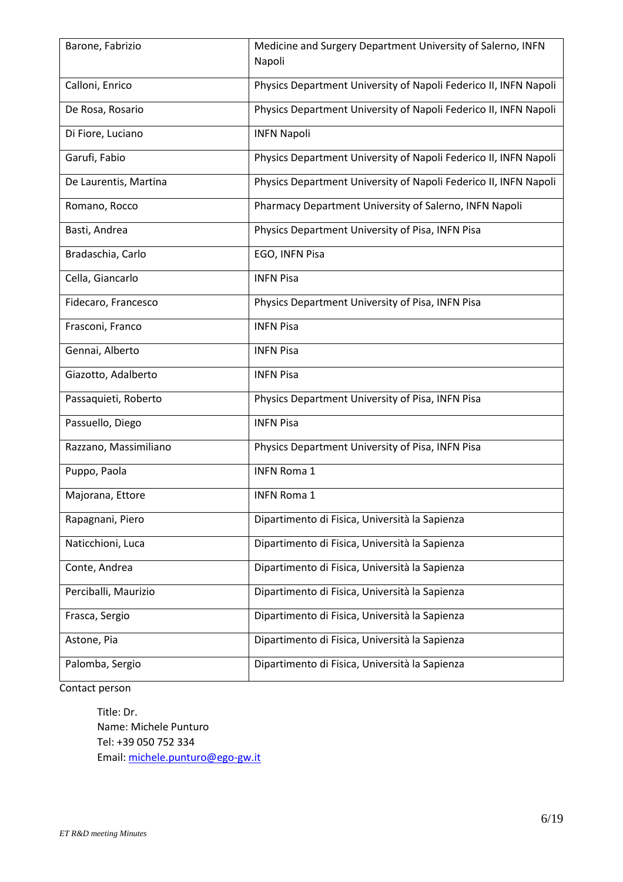| Barone, Fabrizio | Medicine and Surgery Department University of Salerno, INFN Napoli |
|---|---|
| Calloni, Enrico | Physics Department University of Napoli Federico II, INFN Napoli |
| De Rosa, Rosario | Physics Department University of Napoli Federico II, INFN Napoli |
| Di Fiore, Luciano | INFN Napoli |
| Garufi, Fabio | Physics Department University of Napoli Federico II, INFN Napoli |
| De Laurentis, Martina | Physics Department University of Napoli Federico II, INFN Napoli |
| Romano, Rocco | Pharmacy Department University of Salerno, INFN Napoli |
| Basti, Andrea | Physics Department University of Pisa, INFN Pisa |
| Bradaschia, Carlo | EGO, INFN Pisa |
| Cella, Giancarlo | INFN Pisa |
| Fidecaro, Francesco | Physics Department University of Pisa, INFN Pisa |
| Frasconi, Franco | INFN Pisa |
| Gennai, Alberto | INFN Pisa |
| Giazotto, Adalberto | INFN Pisa |
| Passaquieti, Roberto | Physics Department University of Pisa, INFN Pisa |
| Passuello, Diego | INFN Pisa |
| Razzano, Massimiliano | Physics Department University of Pisa, INFN Pisa |
| Puppo, Paola | INFN Roma 1 |
| Majorana, Ettore | INFN Roma 1 |
| Rapagnani, Piero | Dipartimento di Fisica, Università la Sapienza |
| Naticchioni, Luca | Dipartimento di Fisica, Università la Sapienza |
| Conte, Andrea | Dipartimento di Fisica, Università la Sapienza |
| Perciballi, Maurizio | Dipartimento di Fisica, Università la Sapienza |
| Frasca, Sergio | Dipartimento di Fisica, Università la Sapienza |
| Astone, Pia | Dipartimento di Fisica, Università la Sapienza |
| Palomba, Sergio | Dipartimento di Fisica, Università la Sapienza |

Contact person

Title: Dr.
Name: Michele Punturo
Tel: +39 050 752 334
Email: michele.punturo@ego-gw.it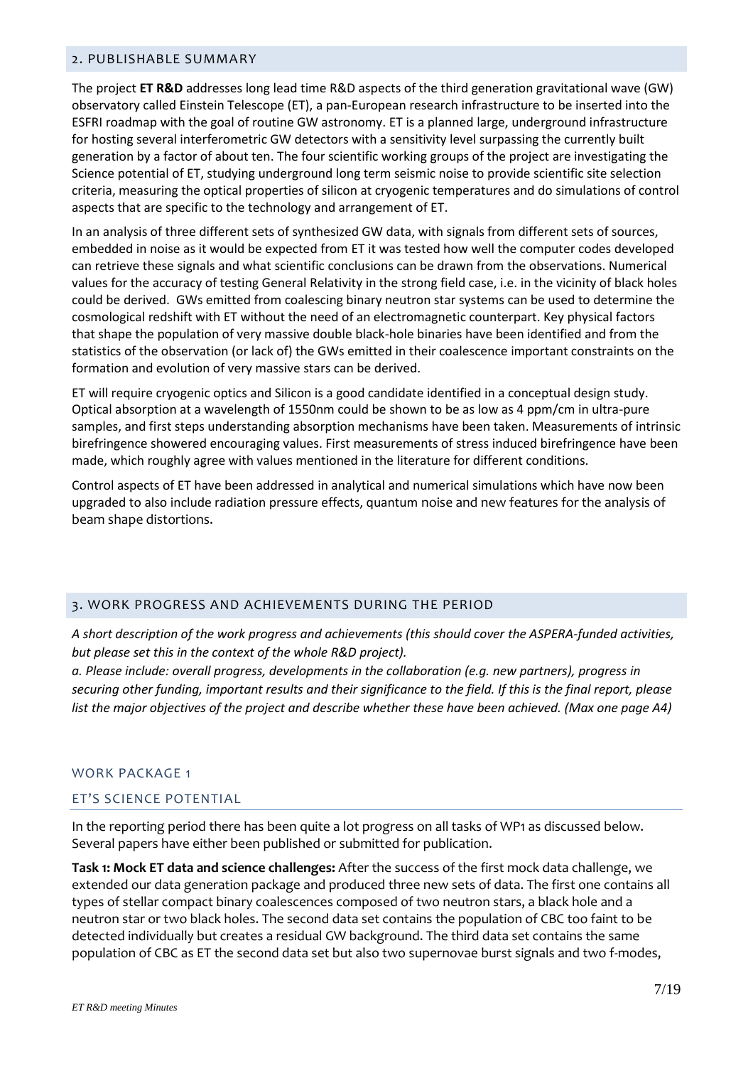## 2. PUBLISHABLE SUMMARY

The project **ET R&D** addresses long lead time R&D aspects of the third generation gravitational wave (GW) observatory called Einstein Telescope (ET), a pan-European research infrastructure to be inserted into the ESFRI roadmap with the goal of routine GW astronomy. ET is a planned large, underground infrastructure for hosting several interferometric GW detectors with a sensitivity level surpassing the currently built generation by a factor of about ten. The four scientific working groups of the project are investigating the Science potential of ET, studying underground long term seismic noise to provide scientific site selection criteria, measuring the optical properties of silicon at cryogenic temperatures and do simulations of control aspects that are specific to the technology and arrangement of ET.

In an analysis of three different sets of synthesized GW data, with signals from different sets of sources, embedded in noise as it would be expected from ET it was tested how well the computer codes developed can retrieve these signals and what scientific conclusions can be drawn from the observations. Numerical values for the accuracy of testing General Relativity in the strong field case, i.e. in the vicinity of black holes could be derived. GWs emitted from coalescing binary neutron star systems can be used to determine the cosmological redshift with ET without the need of an electromagnetic counterpart. Key physical factors that shape the population of very massive double black-hole binaries have been identified and from the statistics of the observation (or lack of) the GWs emitted in their coalescence important constraints on the formation and evolution of very massive stars can be derived.

ET will require cryogenic optics and Silicon is a good candidate identified in a conceptual design study. Optical absorption at a wavelength of 1550nm could be shown to be as low as 4 ppm/cm in ultra-pure samples, and first steps understanding absorption mechanisms have been taken. Measurements of intrinsic birefringence showered encouraging values. First measurements of stress induced birefringence have been made, which roughly agree with values mentioned in the literature for different conditions.

Control aspects of ET have been addressed in analytical and numerical simulations which have now been upgraded to also include radiation pressure effects, quantum noise and new features for the analysis of beam shape distortions.

## 3. WORK PROGRESS AND ACHIEVEMENTS DURING THE PERIOD

*A short description of the work progress and achievements (this should cover the ASPERA-funded activities, but please set this in the context of the whole R&D project).*

*a. Please include: overall progress, developments in the collaboration (e.g. new partners), progress in securing other funding, important results and their significance to the field. If this is the final report, please list the major objectives of the project and describe whether these have been achieved. (Max one page A4)*

### WORK PACKAGE 1

### ET'S SCIENCE POTENTIAL

In the reporting period there has been quite a lot progress on all tasks of WP1 as discussed below. Several papers have either been published or submitted for publication.

**Task 1: Mock ET data and science challenges:** After the success of the first mock data challenge, we extended our data generation package and produced three new sets of data. The first one contains all types of stellar compact binary coalescences composed of two neutron stars, a black hole and a neutron star or two black holes. The second data set contains the population of CBC too faint to be detected individually but creates a residual GW background. The third data set contains the same population of CBC as ET the second data set but also two supernovae burst signals and two f-modes,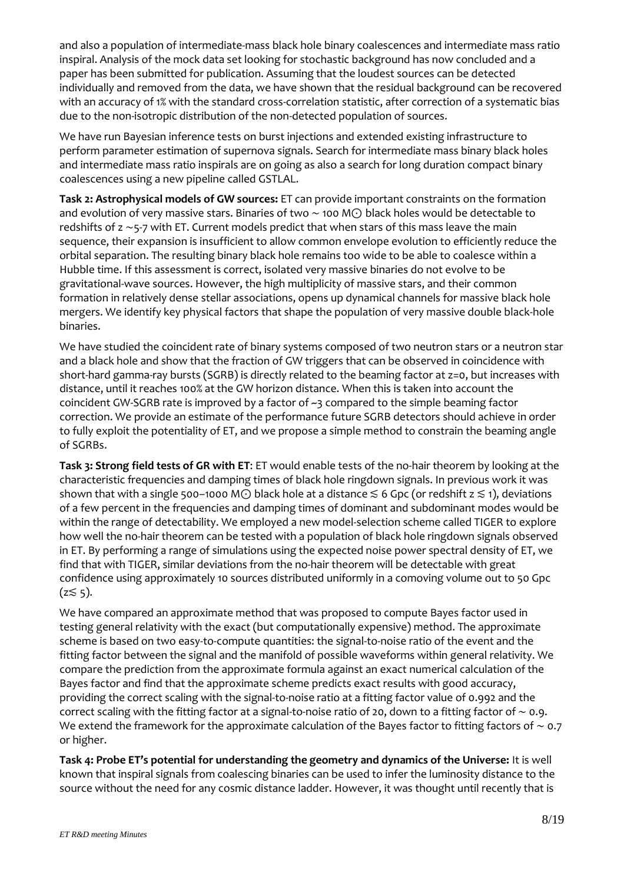and also a population of intermediate-mass black hole binary coalescences and intermediate mass ratio inspiral. Analysis of the mock data set looking for stochastic background has now concluded and a paper has been submitted for publication. Assuming that the loudest sources can be detected individually and removed from the data, we have shown that the residual background can be recovered with an accuracy of 1% with the standard cross-correlation statistic, after correction of a systematic bias due to the non-isotropic distribution of the non-detected population of sources.

We have run Bayesian inference tests on burst injections and extended existing infrastructure to perform parameter estimation of supernova signals. Search for intermediate mass binary black holes and intermediate mass ratio inspirals are on going as also a search for long duration compact binary coalescences using a new pipeline called GSTLAL.

**Task 2: Astrophysical models of GW sources:** ET can provide important constraints on the formation and evolution of very massive stars. Binaries of two $\sim 100\, M_\odot$ black holes would be detectable to redshifts of $z \sim 5$-7 with ET. Current models predict that when stars of this mass leave the main sequence, their expansion is insufficient to allow common envelope evolution to efficiently reduce the orbital separation. The resulting binary black hole remains too wide to be able to coalesce within a Hubble time. If this assessment is correct, isolated very massive binaries do not evolve to be gravitational-wave sources. However, the high multiplicity of massive stars, and their common formation in relatively dense stellar associations, opens up dynamical channels for massive black hole mergers. We identify key physical factors that shape the population of very massive double black-hole binaries.

We have studied the coincident rate of binary systems composed of two neutron stars or a neutron star and a black hole and show that the fraction of GW triggers that can be observed in coincidence with short-hard gamma-ray bursts (SGRB) is directly related to the beaming factor at z=0, but increases with distance, until it reaches 100% at the GW horizon distance. When this is taken into account the coincident GW-SGRB rate is improved by a factor of ~3 compared to the simple beaming factor correction. We provide an estimate of the performance future SGRB detectors should achieve in order to fully exploit the potentiality of ET, and we propose a simple method to constrain the beaming angle of SGRBs.

**Task 3: Strong field tests of GR with ET**: ET would enable tests of the no-hair theorem by looking at the characteristic frequencies and damping times of black hole ringdown signals. In previous work it was shown that with a single 500–1000 $M_\odot$ black hole at a distance $\lesssim 6$ Gpc (or redshift $z \lesssim 1$), deviations of a few percent in the frequencies and damping times of dominant and subdominant modes would be within the range of detectability. We employed a new model-selection scheme called TIGER to explore how well the no-hair theorem can be tested with a population of black hole ringdown signals observed in ET. By performing a range of simulations using the expected noise power spectral density of ET, we find that with TIGER, similar deviations from the no-hair theorem will be detectable with great confidence using approximately 10 sources distributed uniformly in a comoving volume out to 50 Gpc ($z \lesssim 5$).

We have compared an approximate method that was proposed to compute Bayes factor used in testing general relativity with the exact (but computationally expensive) method. The approximate scheme is based on two easy-to-compute quantities: the signal-to-noise ratio of the event and the fitting factor between the signal and the manifold of possible waveforms within general relativity. We compare the prediction from the approximate formula against an exact numerical calculation of the Bayes factor and find that the approximate scheme predicts exact results with good accuracy, providing the correct scaling with the signal-to-noise ratio at a fitting factor value of 0.992 and the correct scaling with the fitting factor at a signal-to-noise ratio of 20, down to a fitting factor of $\sim 0.9$. We extend the framework for the approximate calculation of the Bayes factor to fitting factors of $\sim 0.7$ or higher.

**Task 4: Probe ET's potential for understanding the geometry and dynamics of the Universe:** It is well known that inspiral signals from coalescing binaries can be used to infer the luminosity distance to the source without the need for any cosmic distance ladder. However, it was thought until recently that is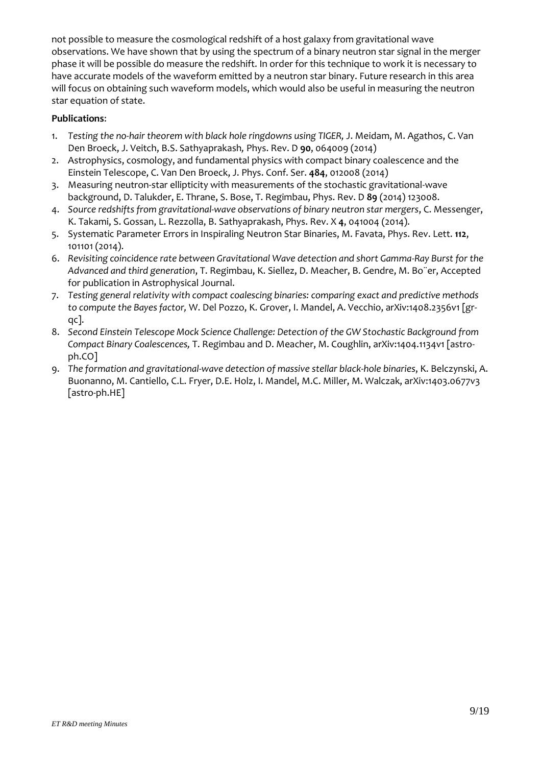not possible to measure the cosmological redshift of a host galaxy from gravitational wave observations. We have shown that by using the spectrum of a binary neutron star signal in the merger phase it will be possible do measure the redshift. In order for this technique to work it is necessary to have accurate models of the waveform emitted by a neutron star binary. Future research in this area will focus on obtaining such waveform models, which would also be useful in measuring the neutron star equation of state.

**Publications**:

1. *Testing the no-hair theorem with black hole ringdowns using TIGER,* J. Meidam, M. Agathos, C. Van Den Broeck, J. Veitch, B.S. Sathyaprakash*,* Phys. Rev. D **90**, 064009 (2014)
2. Astrophysics, cosmology, and fundamental physics with compact binary coalescence and the Einstein Telescope, C. Van Den Broeck, J. Phys. Conf. Ser. **484**, 012008 (2014)
3. Measuring neutron-star ellipticity with measurements of the stochastic gravitational-wave background, D. Talukder, E. Thrane, S. Bose, T. Regimbau, Phys. Rev. D **89** (2014) 123008.
4. *Source redshifts from gravitational-wave observations of binary neutron star mergers*, C. Messenger, K. Takami, S. Gossan, L. Rezzolla, B. Sathyaprakash, Phys. Rev. X **4**, 041004 (2014).
5. Systematic Parameter Errors in Inspiraling Neutron Star Binaries, M. Favata, Phys. Rev. Lett. **112**, 101101 (2014).
6. *Revisiting coincidence rate between Gravitational Wave detection and short Gamma-Ray Burst for the Advanced and third generation*, T. Regimbau, K. Siellez, D. Meacher, B. Gendre, M. Bo¨er, Accepted for publication in Astrophysical Journal.
7. *Testing general relativity with compact coalescing binaries: comparing exact and predictive methods to compute the Bayes factor,* W. Del Pozzo, K. Grover, I. Mandel, A. Vecchio, arXiv:1408.2356v1 [gr-qc].
8. *Second Einstein Telescope Mock Science Challenge: Detection of the GW Stochastic Background from Compact Binary Coalescences,* T. Regimbau and D. Meacher, M. Coughlin, arXiv:1404.1134v1 [astro-ph.CO]
9. *The formation and gravitational-wave detection of massive stellar black-hole binaries*, K. Belczynski, A. Buonanno, M. Cantiello, C.L. Fryer, D.E. Holz, I. Mandel, M.C. Miller, M. Walczak, arXiv:1403.0677v3 [astro-ph.HE]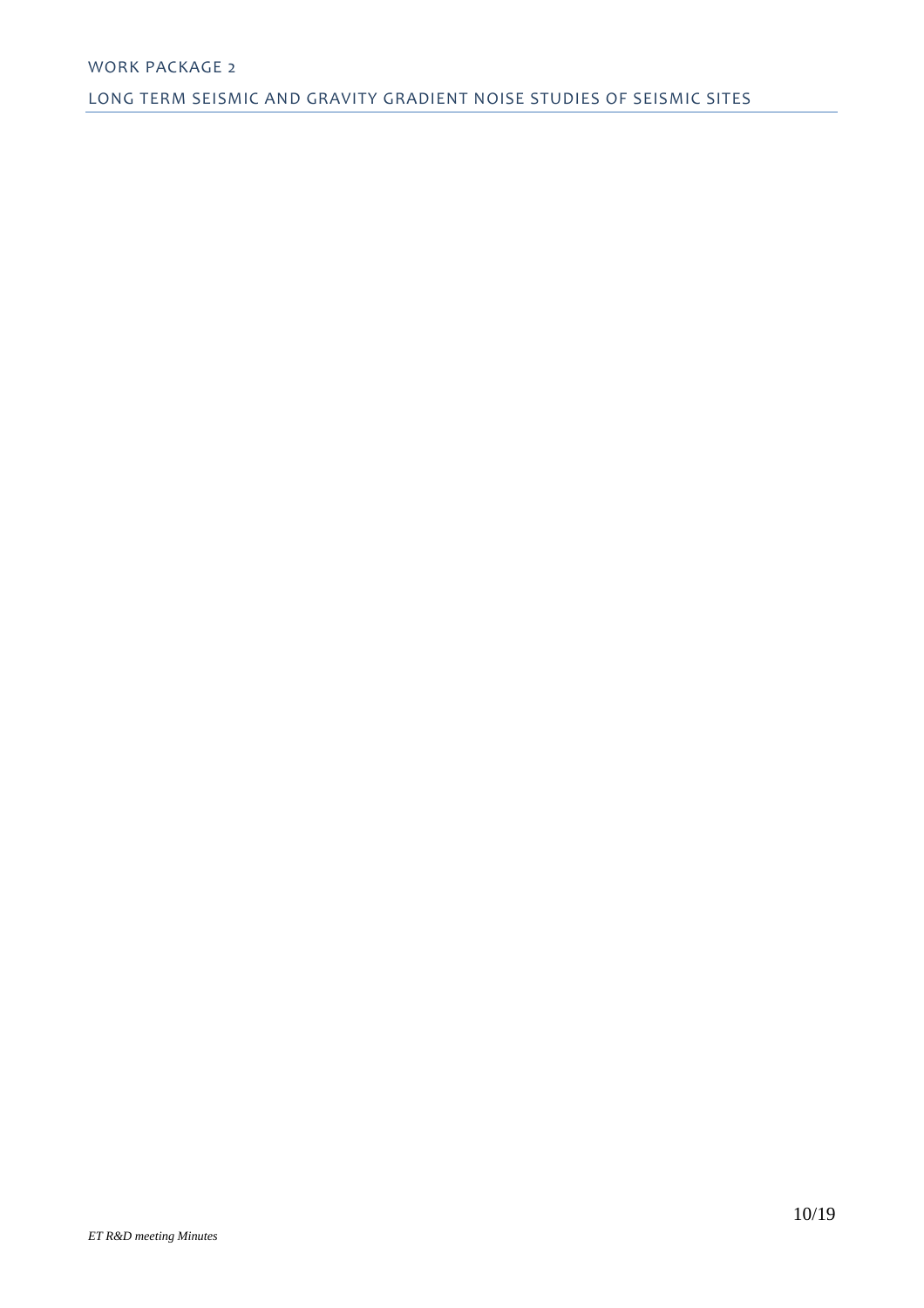## WORK PACKAGE 2

## LONG TERM SEISMIC AND GRAVITY GRADIENT NOISE STUDIES OF SEISMIC SITES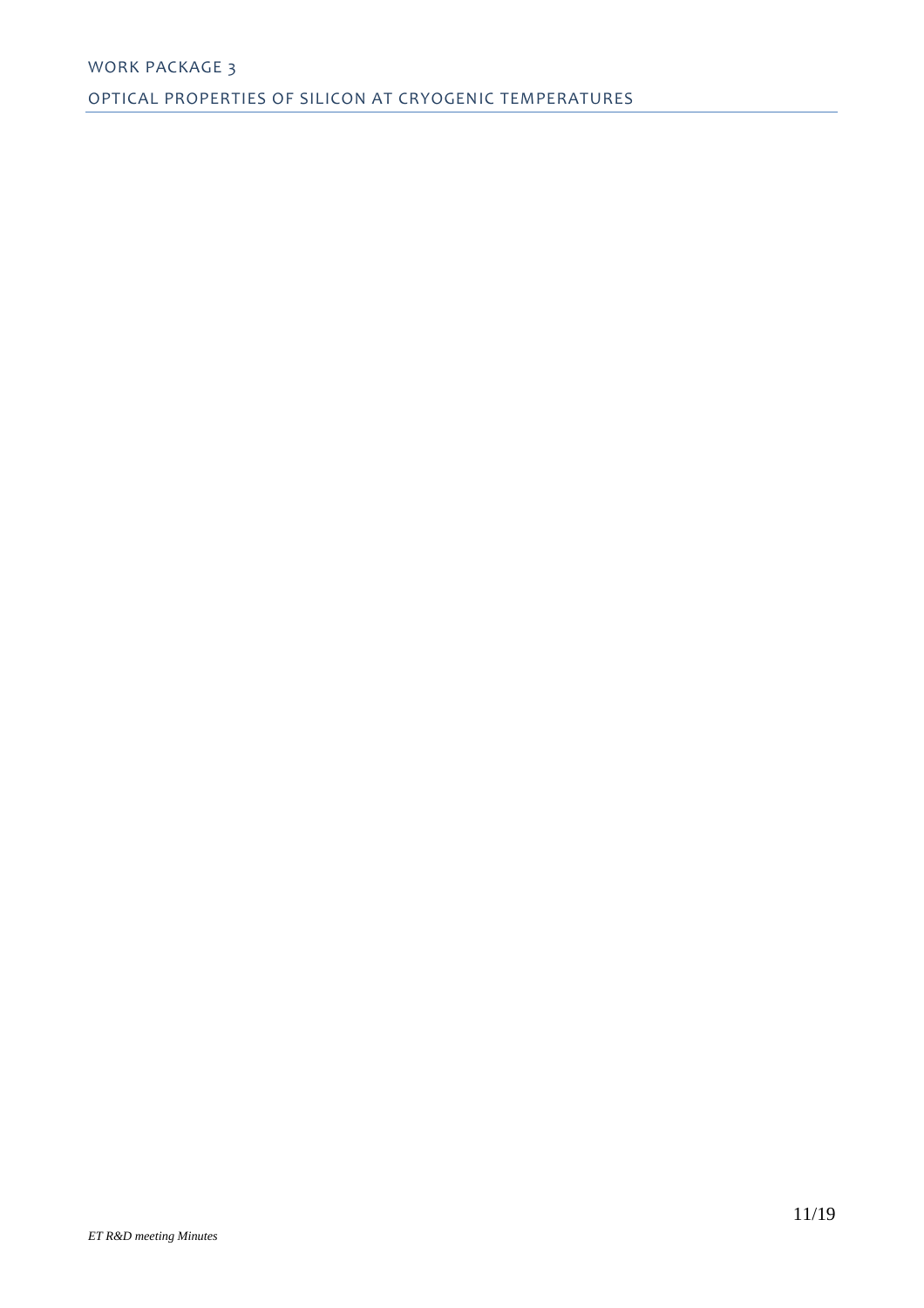## WORK PACKAGE 3

## OPTICAL PROPERTIES OF SILICON AT CRYOGENIC TEMPERATURES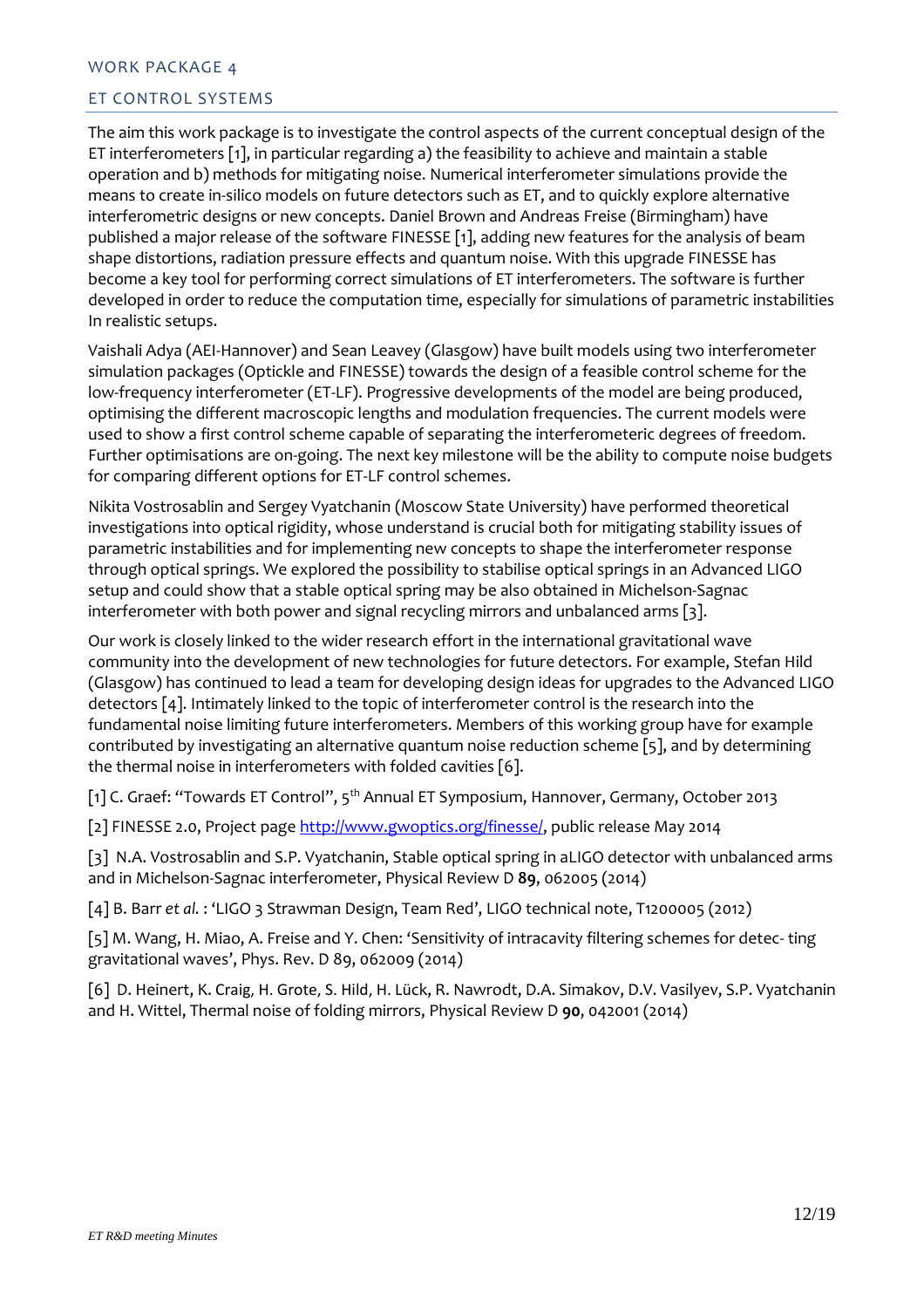## WORK PACKAGE 4

## ET CONTROL SYSTEMS

The aim this work package is to investigate the control aspects of the current conceptual design of the ET interferometers [1], in particular regarding a) the feasibility to achieve and maintain a stable operation and b) methods for mitigating noise. Numerical interferometer simulations provide the means to create in-silico models on future detectors such as ET, and to quickly explore alternative interferometric designs or new concepts. Daniel Brown and Andreas Freise (Birmingham) have published a major release of the software FINESSE [1], adding new features for the analysis of beam shape distortions, radiation pressure effects and quantum noise. With this upgrade FINESSE has become a key tool for performing correct simulations of ET interferometers. The software is further developed in order to reduce the computation time, especially for simulations of parametric instabilities In realistic setups.

Vaishali Adya (AEI-Hannover) and Sean Leavey (Glasgow) have built models using two interferometer simulation packages (Optickle and FINESSE) towards the design of a feasible control scheme for the low-frequency interferometer (ET-LF). Progressive developments of the model are being produced, optimising the different macroscopic lengths and modulation frequencies. The current models were used to show a first control scheme capable of separating the interferometeric degrees of freedom. Further optimisations are on-going. The next key milestone will be the ability to compute noise budgets for comparing different options for ET-LF control schemes.

Nikita Vostrosablin and Sergey Vyatchanin (Moscow State University) have performed theoretical investigations into optical rigidity, whose understand is crucial both for mitigating stability issues of parametric instabilities and for implementing new concepts to shape the interferometer response through optical springs. We explored the possibility to stabilise optical springs in an Advanced LIGO setup and could show that a stable optical spring may be also obtained in Michelson-Sagnac interferometer with both power and signal recycling mirrors and unbalanced arms [3].

Our work is closely linked to the wider research effort in the international gravitational wave community into the development of new technologies for future detectors. For example, Stefan Hild (Glasgow) has continued to lead a team for developing design ideas for upgrades to the Advanced LIGO detectors [4]. Intimately linked to the topic of interferometer control is the research into the fundamental noise limiting future interferometers. Members of this working group have for example contributed by investigating an alternative quantum noise reduction scheme [5], and by determining the thermal noise in interferometers with folded cavities [6].

[1] C. Graef: "Towards ET Control", 5th Annual ET Symposium, Hannover, Germany, October 2013

[2] FINESSE 2.0, Project page http://www.gwoptics.org/finesse/, public release May 2014

[3] N.A. Vostrosablin and S.P. Vyatchanin, Stable optical spring in aLIGO detector with unbalanced arms and in Michelson-Sagnac interferometer, Physical Review D **89**, 062005 (2014)

[4] B. Barr *et al.* : 'LIGO 3 Strawman Design, Team Red', LIGO technical note, T1200005 (2012)

[5] M. Wang, H. Miao, A. Freise and Y. Chen: 'Sensitivity of intracavity filtering schemes for detec- ting gravitational waves', Phys. Rev. D 89, 062009 (2014)

[6] D. Heinert, K. Craig, H. Grote, S. Hild, H. Lück, R. Nawrodt, D.A. Simakov, D.V. Vasilyev, S.P. Vyatchanin and H. Wittel, Thermal noise of folding mirrors, Physical Review D **90**, 042001 (2014)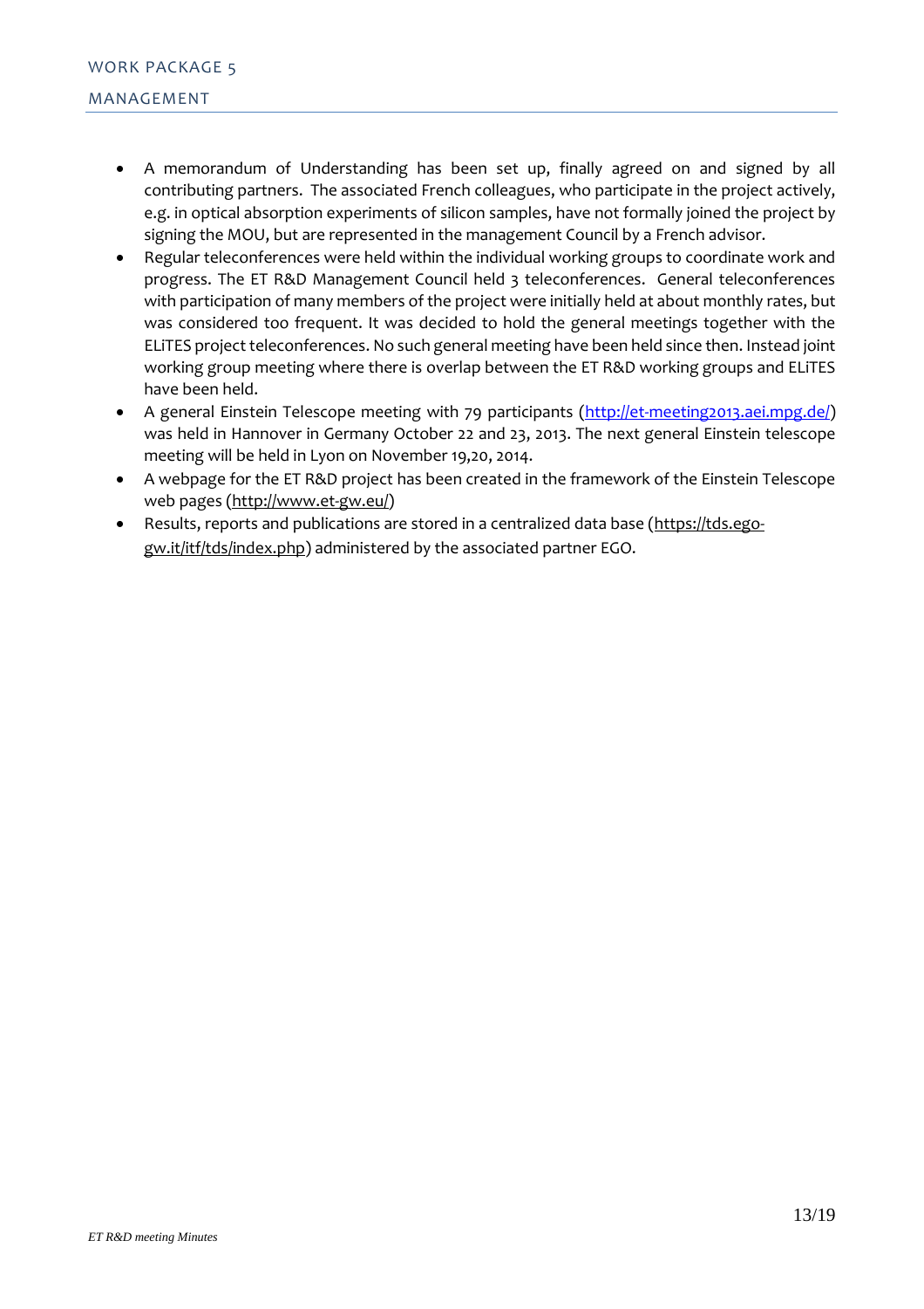## WORK PACKAGE 5

## MANAGEMENT

- A memorandum of Understanding has been set up, finally agreed on and signed by all contributing partners. The associated French colleagues, who participate in the project actively, e.g. in optical absorption experiments of silicon samples, have not formally joined the project by signing the MOU, but are represented in the management Council by a French advisor.
- Regular teleconferences were held within the individual working groups to coordinate work and progress. The ET R&D Management Council held 3 teleconferences. General teleconferences with participation of many members of the project were initially held at about monthly rates, but was considered too frequent. It was decided to hold the general meetings together with the ELiTES project teleconferences. No such general meeting have been held since then. Instead joint working group meeting where there is overlap between the ET R&D working groups and ELiTES have been held.
- A general Einstein Telescope meeting with 79 participants (http://et-meeting2013.aei.mpg.de/) was held in Hannover in Germany October 22 and 23, 2013. The next general Einstein telescope meeting will be held in Lyon on November 19,20, 2014.
- A webpage for the ET R&D project has been created in the framework of the Einstein Telescope web pages (http://www.et-gw.eu/)
- Results, reports and publications are stored in a centralized data base (https://tds.ego-gw.it/itf/tds/index.php) administered by the associated partner EGO.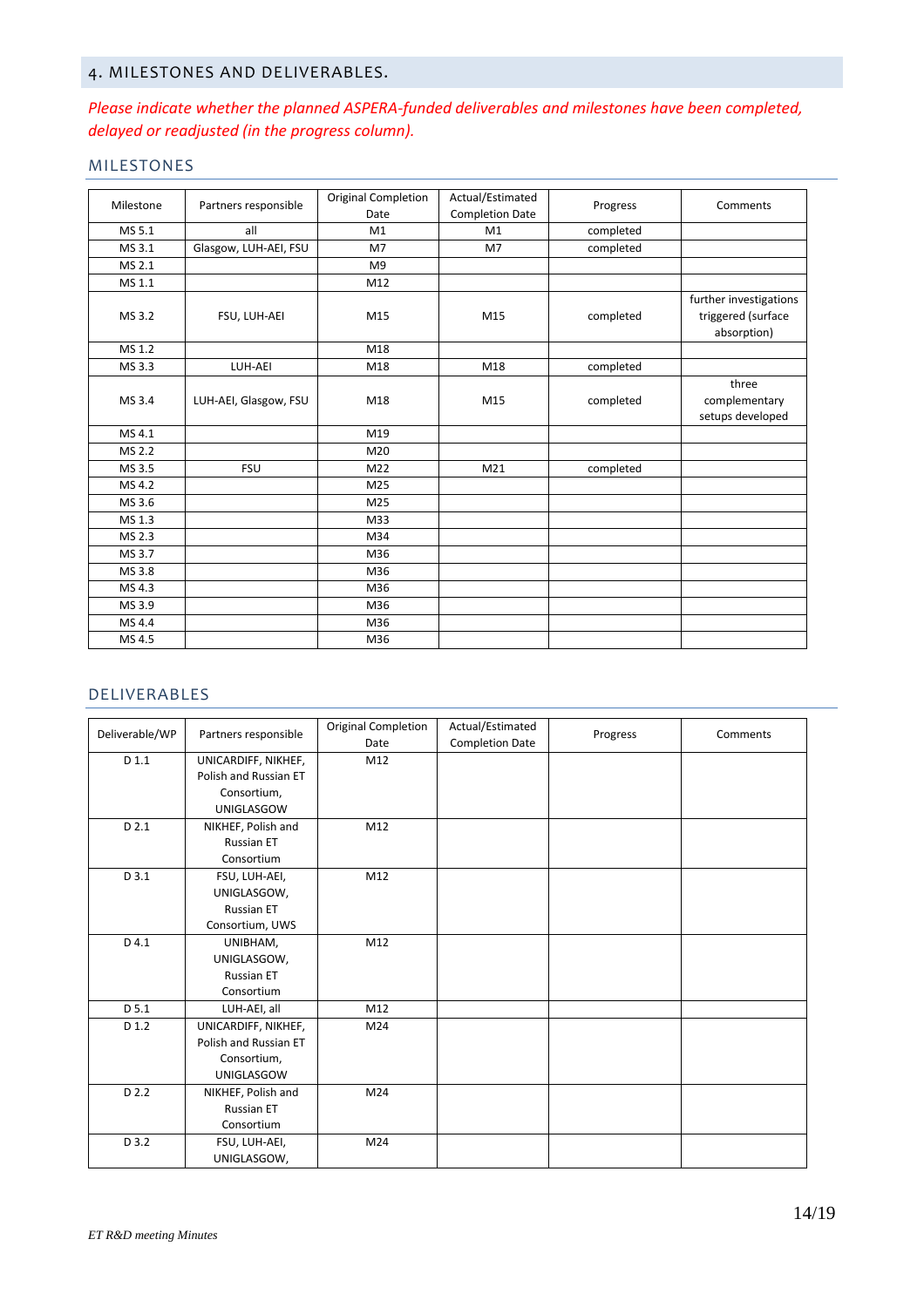## 4. MILESTONES AND DELIVERABLES.

*Please indicate whether the planned ASPERA-funded deliverables and milestones have been completed, delayed or readjusted (in the progress column).*

### MILESTONES

| Milestone | Partners responsible | Original Completion Date | Actual/Estimated Completion Date | Progress | Comments |
|---|---|---|---|---|---|
| MS 5.1 | all | M1 | M1 | completed | |
| MS 3.1 | Glasgow, LUH-AEI, FSU | M7 | M7 | completed | |
| MS 2.1 | | M9 | | | |
| MS 1.1 | | M12 | | | |
| MS 3.2 | FSU, LUH-AEI | M15 | M15 | completed | further investigations triggered (surface absorption) |
| MS 1.2 | | M18 | | | |
| MS 3.3 | LUH-AEI | M18 | M18 | completed | |
| MS 3.4 | LUH-AEI, Glasgow, FSU | M18 | M15 | completed | three complementary setups developed |
| MS 4.1 | | M19 | | | |
| MS 2.2 | | M20 | | | |
| MS 3.5 | FSU | M22 | M21 | completed | |
| MS 4.2 | | M25 | | | |
| MS 3.6 | | M25 | | | |
| MS 1.3 | | M33 | | | |
| MS 2.3 | | M34 | | | |
| MS 3.7 | | M36 | | | |
| MS 3.8 | | M36 | | | |
| MS 4.3 | | M36 | | | |
| MS 3.9 | | M36 | | | |
| MS 4.4 | | M36 | | | |
| MS 4.5 | | M36 | | | |

### DELIVERABLES

| Deliverable/WP | Partners responsible | Original Completion Date | Actual/Estimated Completion Date | Progress | Comments |
|---|---|---|---|---|---|
| D 1.1 | UNICARDIFF, NIKHEF, Polish and Russian ET Consortium, UNIGLASGOW | M12 | | | |
| D 2.1 | NIKHEF, Polish and Russian ET Consortium | M12 | | | |
| D 3.1 | FSU, LUH-AEI, UNIGLASGOW, Russian ET Consortium, UWS | M12 | | | |
| D 4.1 | UNIBHAM, UNIGLASGOW, Russian ET Consortium | M12 | | | |
| D 5.1 | LUH-AEI, all | M12 | | | |
| D 1.2 | UNICARDIFF, NIKHEF, Polish and Russian ET Consortium, UNIGLASGOW | M24 | | | |
| D 2.2 | NIKHEF, Polish and Russian ET Consortium | M24 | | | |
| D 3.2 | FSU, LUH-AEI, UNIGLASGOW, | M24 | | | |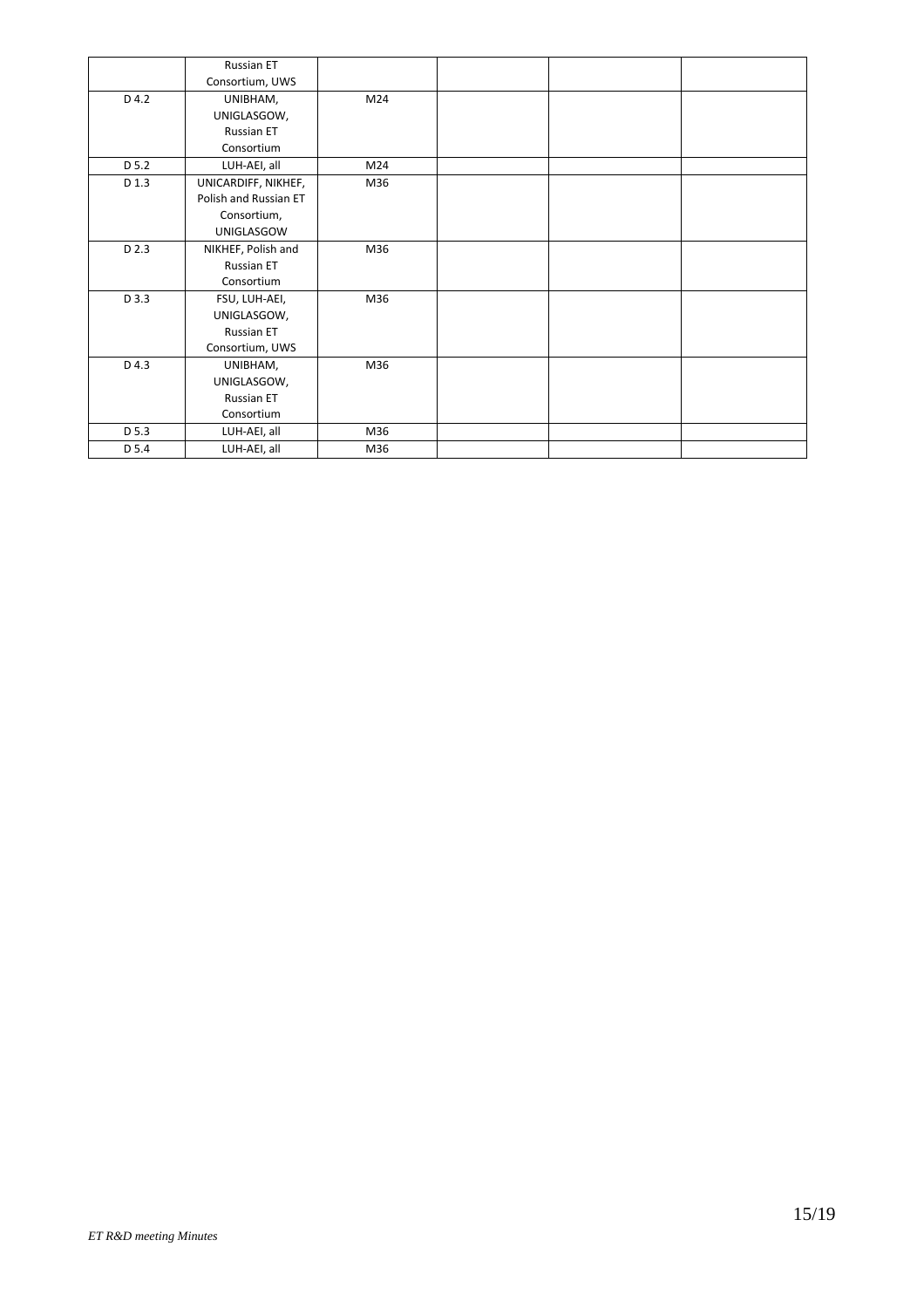| | | | | | |
|---|---|---|---|---|---|
| | Russian ET Consortium, UWS | | | | |
| D 4.2 | UNIBHAM, UNIGLASGOW, Russian ET Consortium | M24 | | | |
| D 5.2 | LUH-AEI, all | M24 | | | |
| D 1.3 | UNICARDIFF, NIKHEF, Polish and Russian ET Consortium, UNIGLASGOW | M36 | | | |
| D 2.3 | NIKHEF, Polish and Russian ET Consortium | M36 | | | |
| D 3.3 | FSU, LUH-AEI, UNIGLASGOW, Russian ET Consortium, UWS | M36 | | | |
| D 4.3 | UNIBHAM, UNIGLASGOW, Russian ET Consortium | M36 | | | |
| D 5.3 | LUH-AEI, all | M36 | | | |
| D 5.4 | LUH-AEI, all | M36 | | | |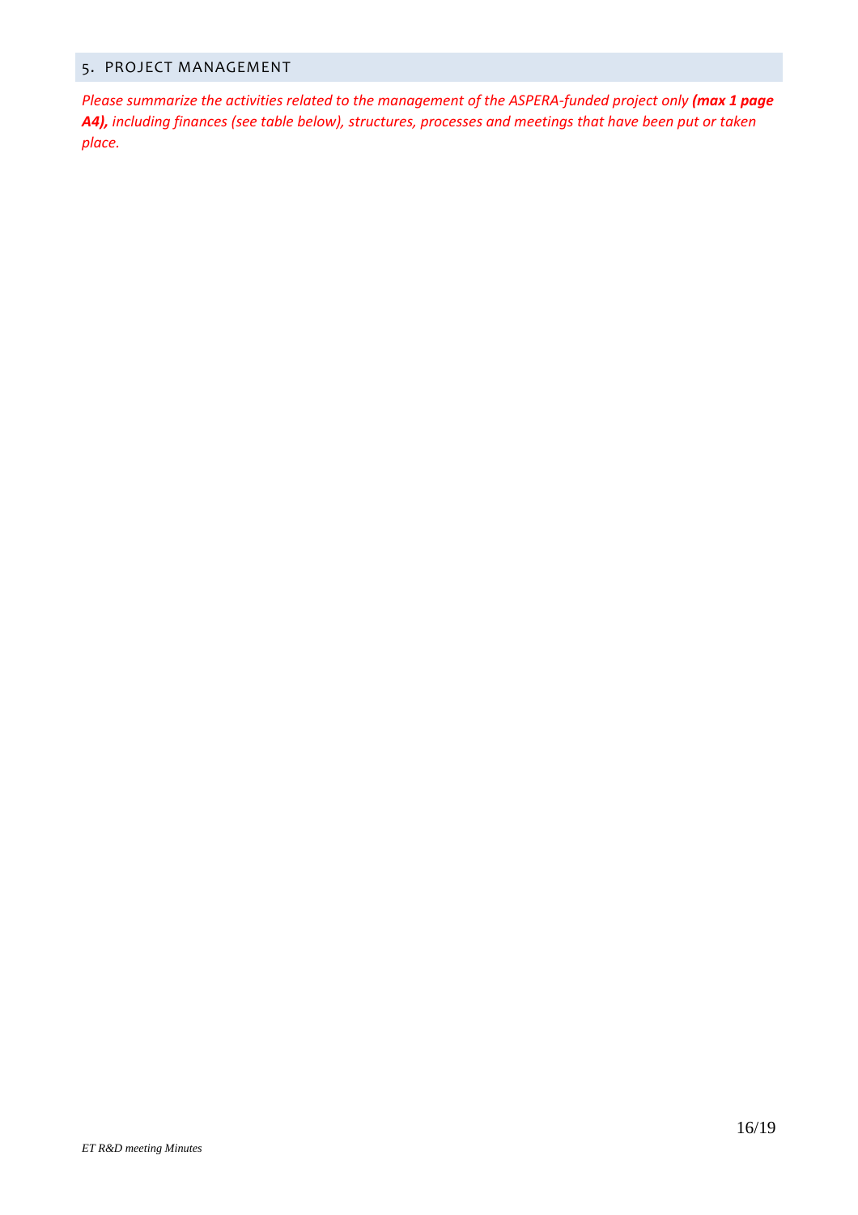## 5. PROJECT MANAGEMENT

*Please summarize the activities related to the management of the ASPERA-funded project only* ***(max 1 page A4),*** *including finances (see table below), structures, processes and meetings that have been put or taken place.*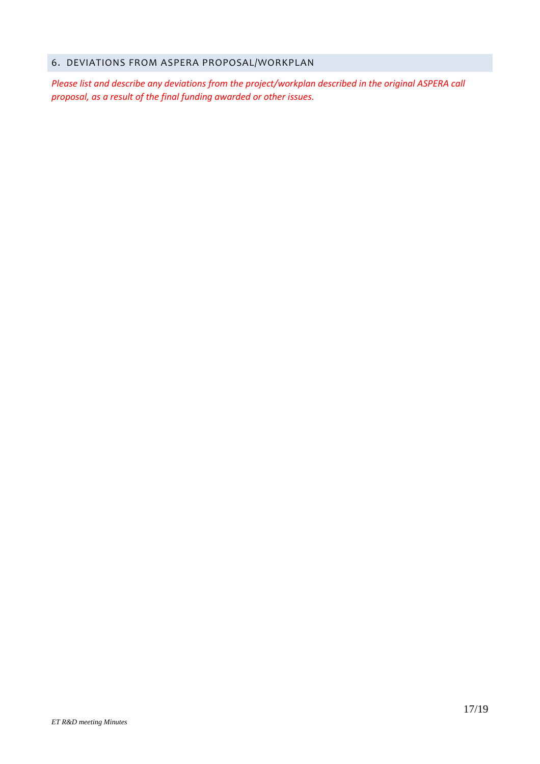## 6. DEVIATIONS FROM ASPERA PROPOSAL/WORKPLAN

*Please list and describe any deviations from the project/workplan described in the original ASPERA call proposal, as a result of the final funding awarded or other issues.*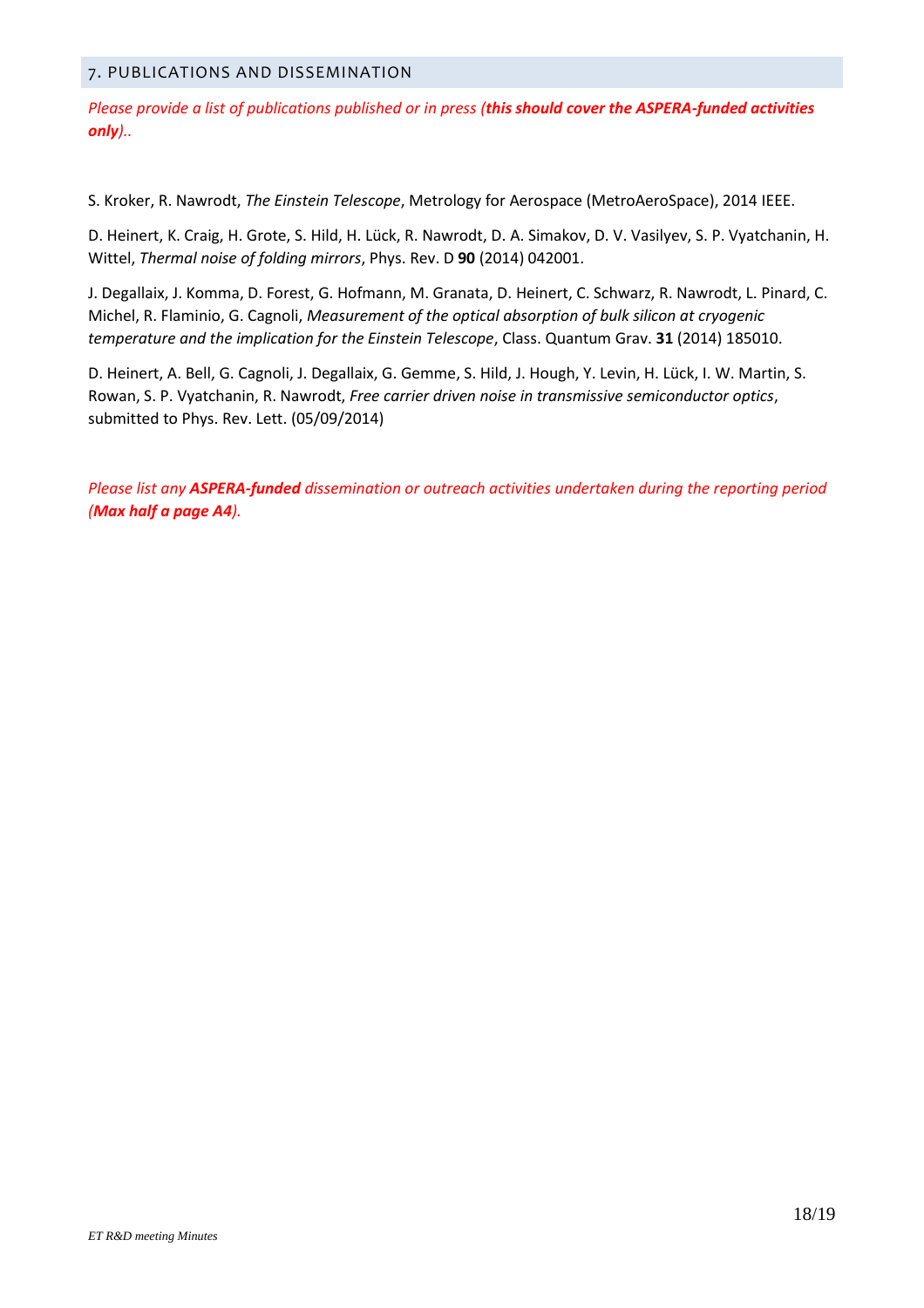## 7. PUBLICATIONS AND DISSEMINATION

*Please provide a list of publications published or in press (**this should cover the ASPERA-funded activities only**)..*

S. Kroker, R. Nawrodt, *The Einstein Telescope*, Metrology for Aerospace (MetroAeroSpace), 2014 IEEE.

D. Heinert, K. Craig, H. Grote, S. Hild, H. Lück, R. Nawrodt, D. A. Simakov, D. V. Vasilyev, S. P. Vyatchanin, H. Wittel, *Thermal noise of folding mirrors*, Phys. Rev. D **90** (2014) 042001.

J. Degallaix, J. Komma, D. Forest, G. Hofmann, M. Granata, D. Heinert, C. Schwarz, R. Nawrodt, L. Pinard, C. Michel, R. Flaminio, G. Cagnoli, *Measurement of the optical absorption of bulk silicon at cryogenic temperature and the implication for the Einstein Telescope*, Class. Quantum Grav. **31** (2014) 185010.

D. Heinert, A. Bell, G. Cagnoli, J. Degallaix, G. Gemme, S. Hild, J. Hough, Y. Levin, H. Lück, I. W. Martin, S. Rowan, S. P. Vyatchanin, R. Nawrodt, *Free carrier driven noise in transmissive semiconductor optics*, submitted to Phys. Rev. Lett. (05/09/2014)

*Please list any **ASPERA-funded** dissemination or outreach activities undertaken during the reporting period (**Max half a page A4**).*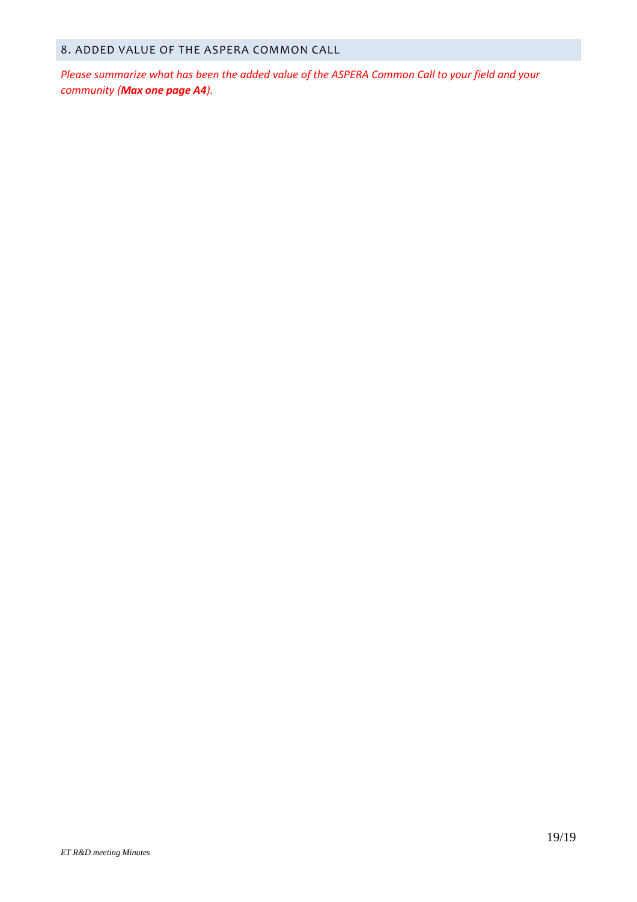## 8. ADDED VALUE OF THE ASPERA COMMON CALL

*Please summarize what has been the added value of the ASPERA Common Call to your field and your community (**Max one page A4**).*